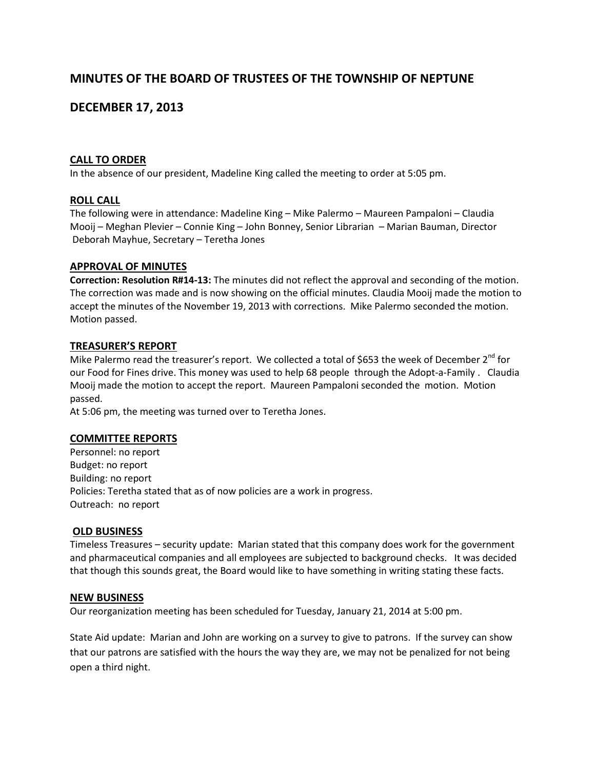# MINUTES OF THE BOARD OF TRUSTEES OF THE TOWNSHIP OF NEPTUNE

## DECEMBER 17, 2013

### CALL TO ORDER

In the absence of our president, Madeline King called the meeting to order at 5:05 pm.

### ROLL CALL

The following were in attendance: Madeline King – Mike Palermo – Maureen Pampaloni – Claudia Mooij – Meghan Plevier – Connie King – John Bonney, Senior Librarian – Marian Bauman, Director Deborah Mayhue, Secretary – Teretha Jones

### APPROVAL OF MINUTES

**Correction: Resolution R#14-13:** The minutes did not reflect the approval and seconding of the motion. The correction was made and is now showing on the official minutes. Claudia Mooij made the motion to accept the minutes of the November 19, 2013 with corrections. Mike Palermo seconded the motion. Motion passed.

### TREASURER'S REPORT

Mike Palermo read the treasurer's report. We collected a total of $653 the week of December 2nd for our Food for Fines drive. This money was used to help 68 people through the Adopt-a-Family . Claudia Mooij made the motion to accept the report. Maureen Pampaloni seconded the motion. Motion passed.

At 5:06 pm, the meeting was turned over to Teretha Jones.

### COMMITTEE REPORTS

Personnel: no report  
Budget: no report  
Building: no report  
Policies: Teretha stated that as of now policies are a work in progress.  
Outreach: no report

### OLD BUSINESS

Timeless Treasures – security update: Marian stated that this company does work for the government and pharmaceutical companies and all employees are subjected to background checks. It was decided that though this sounds great, the Board would like to have something in writing stating these facts.

### NEW BUSINESS

Our reorganization meeting has been scheduled for Tuesday, January 21, 2014 at 5:00 pm.

State Aid update: Marian and John are working on a survey to give to patrons. If the survey can show that our patrons are satisfied with the hours the way they are, we may not be penalized for not being open a third night.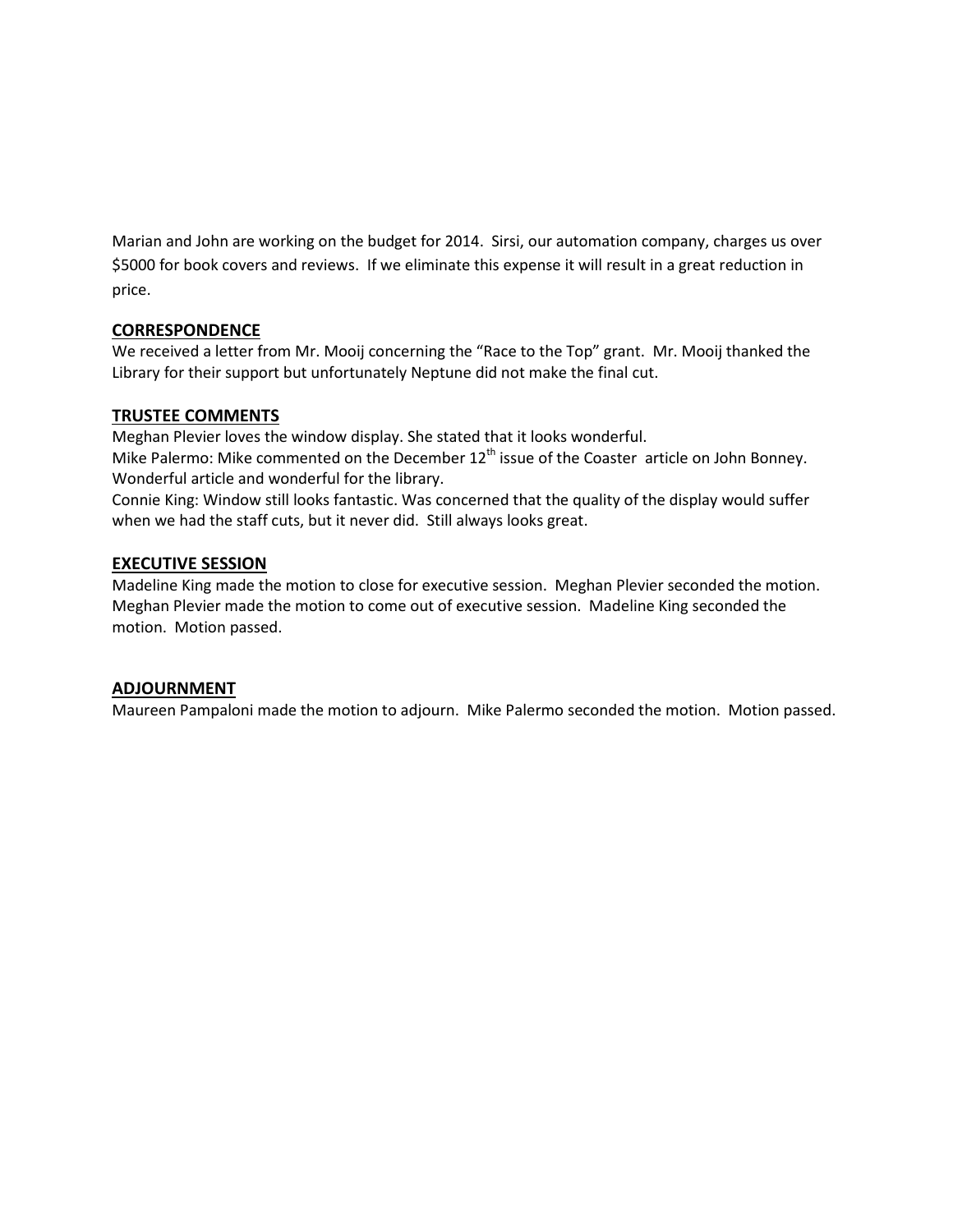Marian and John are working on the budget for 2014. Sirsi, our automation company, charges us over $5000 for book covers and reviews. If we eliminate this expense it will result in a great reduction in price.

## CORRESPONDENCE

We received a letter from Mr. Mooij concerning the "Race to the Top" grant. Mr. Mooij thanked the Library for their support but unfortunately Neptune did not make the final cut.

## TRUSTEE COMMENTS

Meghan Plevier loves the window display. She stated that it looks wonderful.
Mike Palermo: Mike commented on the December 12th issue of the Coaster article on John Bonney. Wonderful article and wonderful for the library.
Connie King: Window still looks fantastic. Was concerned that the quality of the display would suffer when we had the staff cuts, but it never did. Still always looks great.

## EXECUTIVE SESSION

Madeline King made the motion to close for executive session. Meghan Plevier seconded the motion. Meghan Plevier made the motion to come out of executive session. Madeline King seconded the motion. Motion passed.

## ADJOURNMENT

Maureen Pampaloni made the motion to adjourn. Mike Palermo seconded the motion. Motion passed.